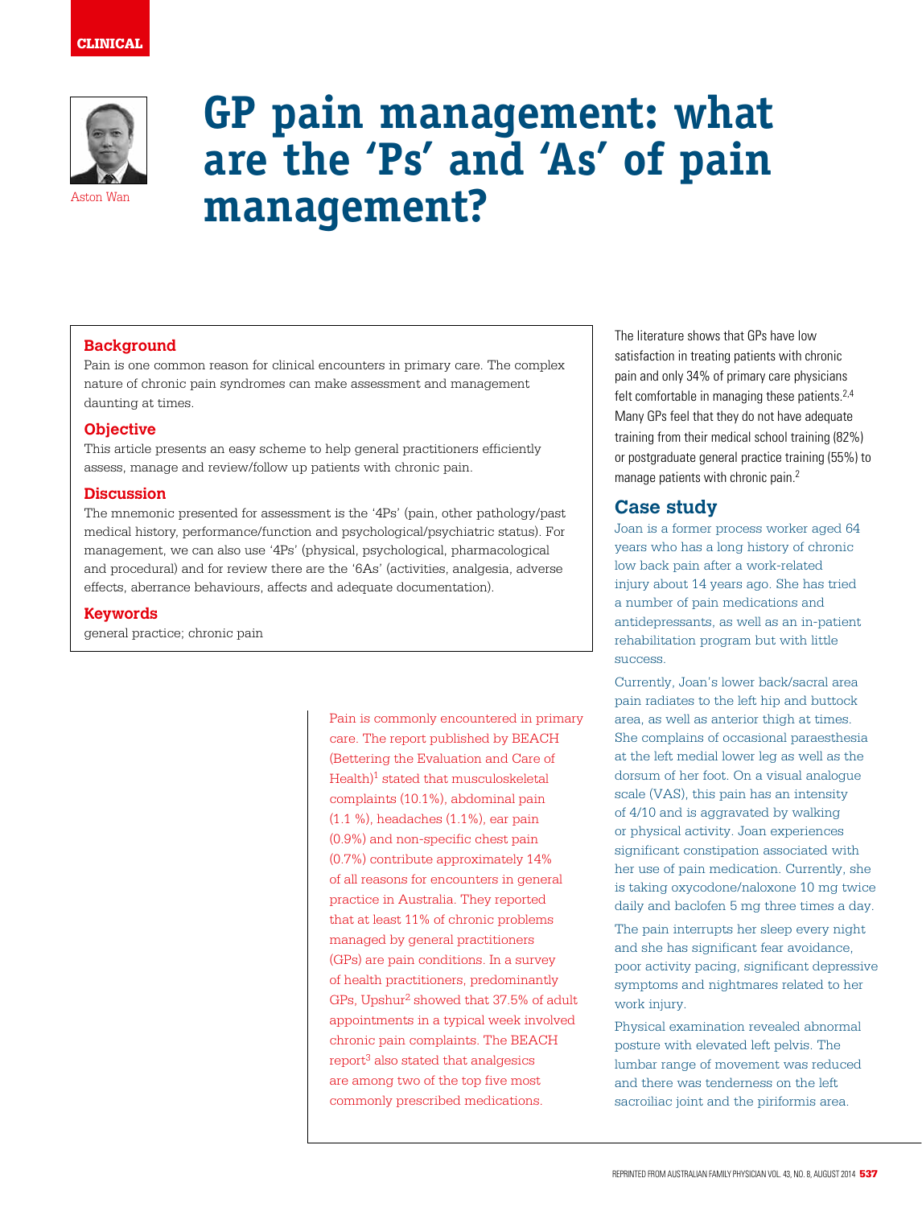CLINICAL

# GP pain management: what are the 'Ps' and 'As' of pain management?

Aston Wan

## Background

Pain is one common reason for clinical encounters in primary care. The complex nature of chronic pain syndromes can make assessment and management daunting at times.

## Objective

This article presents an easy scheme to help general practitioners efficiently assess, manage and review/follow up patients with chronic pain.

## Discussion

The mnemonic presented for assessment is the '4Ps' (pain, other pathology/past medical history, performance/function and psychological/psychiatric status). For management, we can also use '4Ps' (physical, psychological, pharmacological and procedural) and for review there are the '6As' (activities, analgesia, adverse effects, aberrance behaviours, affects and adequate documentation).

## Keywords

general practice; chronic pain

Pain is commonly encountered in primary care. The report published by BEACH (Bettering the Evaluation and Care of Health)[1] stated that musculoskeletal complaints (10.1%), abdominal pain (1.1 %), headaches (1.1%), ear pain (0.9%) and non-specific chest pain (0.7%) contribute approximately 14% of all reasons for encounters in general practice in Australia. They reported that at least 11% of chronic problems managed by general practitioners (GPs) are pain conditions. In a survey of health practitioners, predominantly GPs, Upshur[2] showed that 37.5% of adult appointments in a typical week involved chronic pain complaints. The BEACH report[3] also stated that analgesics are among two of the top five most commonly prescribed medications.

The literature shows that GPs have low satisfaction in treating patients with chronic pain and only 34% of primary care physicians felt comfortable in managing these patients.[2,4] Many GPs feel that they do not have adequate training from their medical school training (82%) or postgraduate general practice training (55%) to manage patients with chronic pain.[2]

## Case study

Joan is a former process worker aged 64 years who has a long history of chronic low back pain after a work-related injury about 14 years ago. She has tried a number of pain medications and antidepressants, as well as an in-patient rehabilitation program but with little success.

Currently, Joan's lower back/sacral area pain radiates to the left hip and buttock area, as well as anterior thigh at times. She complains of occasional paraesthesia at the left medial lower leg as well as the dorsum of her foot. On a visual analogue scale (VAS), this pain has an intensity of 4/10 and is aggravated by walking or physical activity. Joan experiences significant constipation associated with her use of pain medication. Currently, she is taking oxycodone/naloxone 10 mg twice daily and baclofen 5 mg three times a day.

The pain interrupts her sleep every night and she has significant fear avoidance, poor activity pacing, significant depressive symptoms and nightmares related to her work injury.

Physical examination revealed abnormal posture with elevated left pelvis. The lumbar range of movement was reduced and there was tenderness on the left sacroiliac joint and the piriformis area.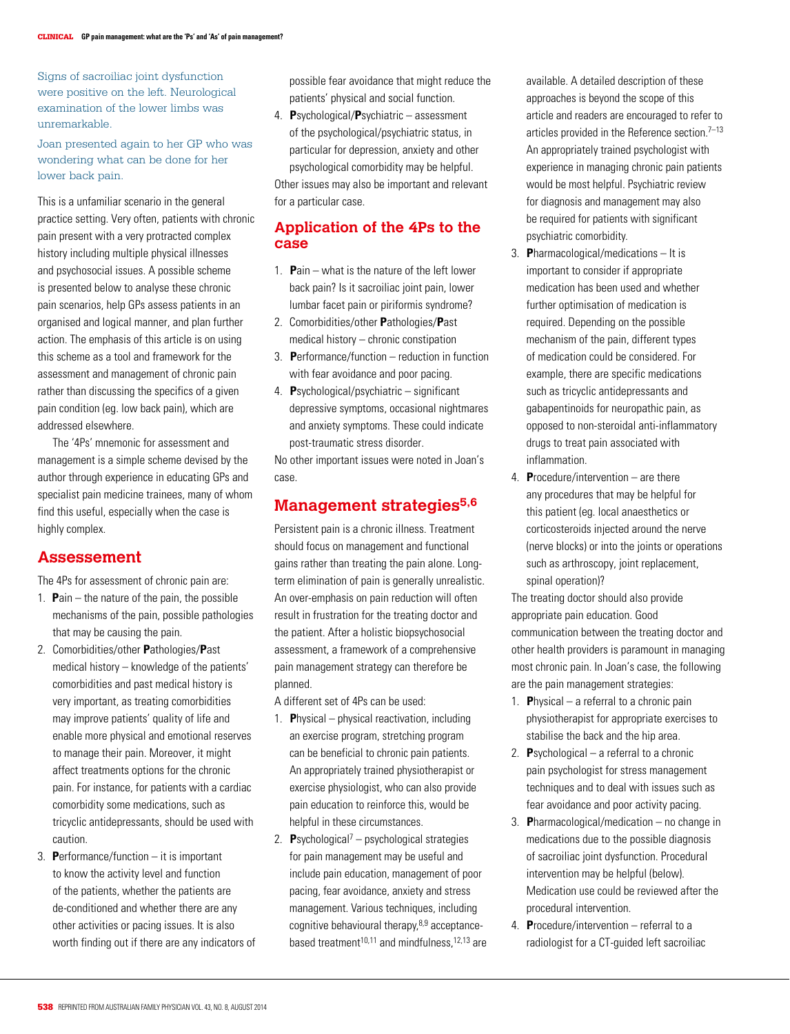Signs of sacroiliac joint dysfunction were positive on the left. Neurological examination of the lower limbs was unremarkable.

Joan presented again to her GP who was wondering what can be done for her lower back pain.

This is a unfamiliar scenario in the general practice setting. Very often, patients with chronic pain present with a very protracted complex history including multiple physical illnesses and psychosocial issues. A possible scheme is presented below to analyse these chronic pain scenarios, help GPs assess patients in an organised and logical manner, and plan further action. The emphasis of this article is on using this scheme as a tool and framework for the assessment and management of chronic pain rather than discussing the specifics of a given pain condition (eg. low back pain), which are addressed elsewhere.

The '4Ps' mnemonic for assessment and management is a simple scheme devised by the author through experience in educating GPs and specialist pain medicine trainees, many of whom find this useful, especially when the case is highly complex.

## Assesesment

The 4Ps for assessment of chronic pain are:

1. **P**ain – the nature of the pain, the possible mechanisms of the pain, possible pathologies that may be causing the pain.
2. Comorbidities/other **P**athologies/**P**ast medical history – knowledge of the patients' comorbidities and past medical history is very important, as treating comorbidities may improve patients' quality of life and enable more physical and emotional reserves to manage their pain. Moreover, it might affect treatments options for the chronic pain. For instance, for patients with a cardiac comorbidity some medications, such as tricyclic antidepressants, should be used with caution.
3. **P**erformance/function – it is important to know the activity level and function of the patients, whether the patients are de-conditioned and whether there are any other activities or pacing issues. It is also worth finding out if there are any indicators of possible fear avoidance that might reduce the patients' physical and social function.
4. **P**sychological/**P**sychiatric – assessment of the psychological/psychiatric status, in particular for depression, anxiety and other psychological comorbidity may be helpful.

Other issues may also be important and relevant for a particular case.

## Application of the 4Ps to the case

1. **P**ain – what is the nature of the left lower back pain? Is it sacroiliac joint pain, lower lumbar facet pain or piriformis syndrome?
2. Comorbidities/other **P**athologies/**P**ast medical history – chronic constipation
3. **P**erformance/function – reduction in function with fear avoidance and poor pacing.
4. **P**sychological/psychiatric – significant depressive symptoms, occasional nightmares and anxiety symptoms. These could indicate post-traumatic stress disorder.

No other important issues were noted in Joan's case.

## Management strategies[5,6]

Persistent pain is a chronic illness. Treatment should focus on management and functional gains rather than treating the pain alone. Long-term elimination of pain is generally unrealistic. An over-emphasis on pain reduction will often result in frustration for the treating doctor and the patient. After a holistic biopsychosocial assessment, a framework of a comprehensive pain management strategy can therefore be planned.

A different set of 4Ps can be used:

1. **P**hysical – physical reactivation, including an exercise program, stretching program can be beneficial to chronic pain patients. An appropriately trained physiotherapist or exercise physiologist, who can also provide pain education to reinforce this, would be helpful in these circumstances.
2. **P**sychological[7] – psychological strategies for pain management may be useful and include pain education, management of poor pacing, fear avoidance, anxiety and stress management. Various techniques, including cognitive behavioural therapy,[8,9] acceptance-based treatment[10,11] and mindfulness,[12,13] are available. A detailed description of these approaches is beyond the scope of this article and readers are encouraged to refer to articles provided in the Reference section.[7–13] An appropriately trained psychologist with experience in managing chronic pain patients would be most helpful. Psychiatric review for diagnosis and management may also be required for patients with significant psychiatric comorbidity.
3. **P**harmacological/medications – It is important to consider if appropriate medication has been used and whether further optimisation of medication is required. Depending on the possible mechanism of the pain, different types of medication could be considered. For example, there are specific medications such as tricyclic antidepressants and gabapentinoids for neuropathic pain, as opposed to non-steroidal anti-inflammatory drugs to treat pain associated with inflammation.
4. **P**rocedure/intervention – are there any procedures that may be helpful for this patient (eg. local anaesthetics or corticosteroids injected around the nerve (nerve blocks) or into the joints or operations such as arthroscopy, joint replacement, spinal operation)?

The treating doctor should also provide appropriate pain education. Good communication between the treating doctor and other health providers is paramount in managing most chronic pain. In Joan's case, the following are the pain management strategies:

1. **P**hysical – a referral to a chronic pain physiotherapist for appropriate exercises to stabilise the back and the hip area.
2. **P**sychological – a referral to a chronic pain psychologist for stress management techniques and to deal with issues such as fear avoidance and poor activity pacing.
3. **P**harmacological/medication – no change in medications due to the possible diagnosis of sacroiliac joint dysfunction. Procedural intervention may be helpful (below). Medication use could be reviewed after the procedural intervention.
4. **P**rocedure/intervention – referral to a radiologist for a CT-guided left sacroiliac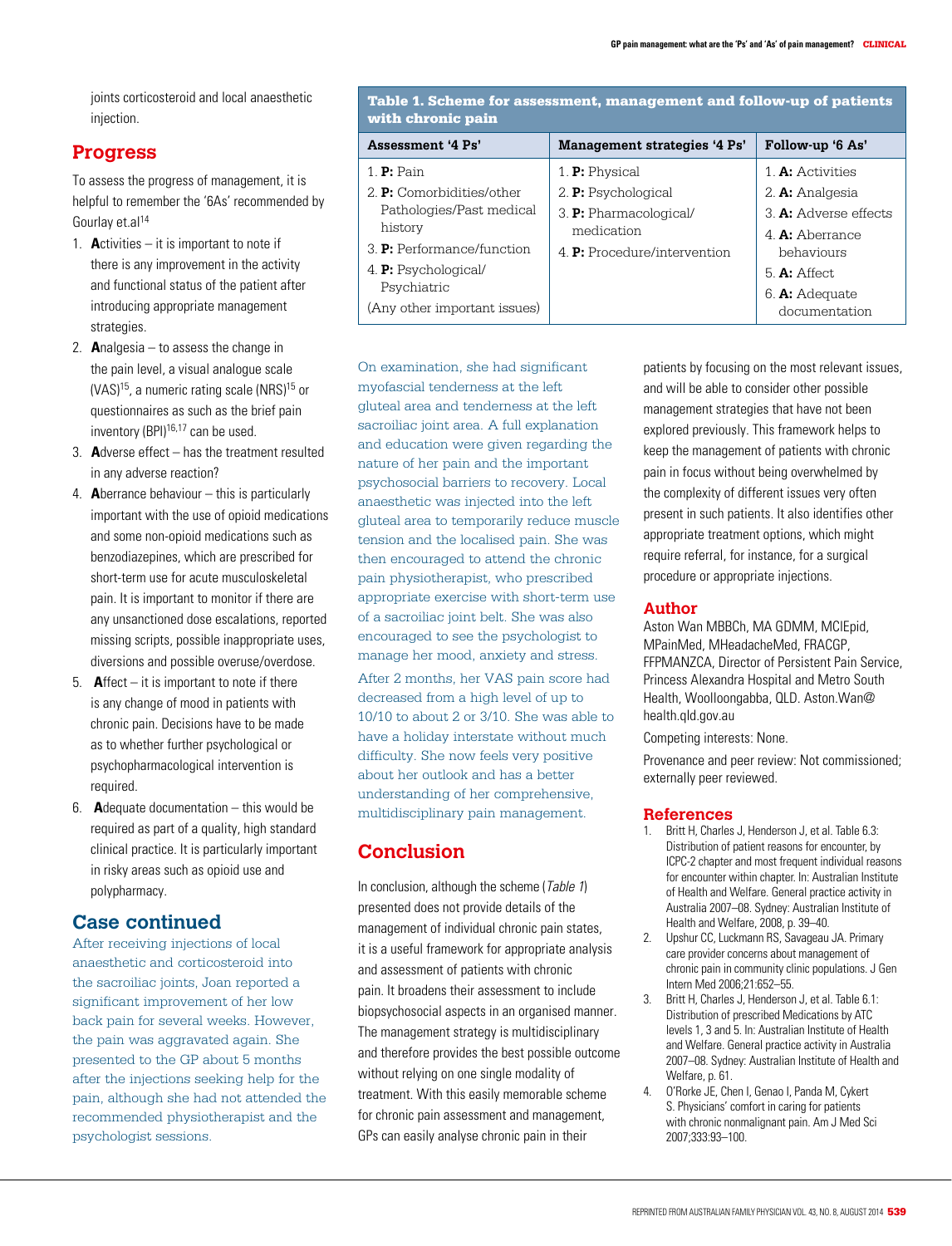joints corticosteroid and local anaesthetic injection.

## Progress

To assess the progress of management, it is helpful to remember the '6As' recommended by Gourlay et.al[14]

1. **A**ctivities – it is important to note if there is any improvement in the activity and functional status of the patient after introducing appropriate management strategies.
2. **A**nalgesia – to assess the change in the pain level, a visual analogue scale (VAS)[15], a numeric rating scale (NRS)[15] or questionnaires as such as the brief pain inventory (BPI)[16,17] can be used.
3. **A**dverse effect – has the treatment resulted in any adverse reaction?
4. **A**berrance behaviour – this is particularly important with the use of opioid medications and some non-opioid medications such as benzodiazepines, which are prescribed for short-term use for acute musculoskeletal pain. It is important to monitor if there are any unsanctioned dose escalations, reported missing scripts, possible inappropriate uses, diversions and possible overuse/overdose.
5. **A**ffect – it is important to note if there is any change of mood in patients with chronic pain. Decisions have to be made as to whether further psychological or psychopharmacological intervention is required.
6. **A**dequate documentation – this would be required as part of a quality, high standard clinical practice. It is particularly important in risky areas such as opioid use and polypharmacy.

## Case continued

After receiving injections of local anaesthetic and corticosteroid into the sacroiliac joints, Joan reported a significant improvement of her low back pain for several weeks. However, the pain was aggravated again. She presented to the GP about 5 months after the injections seeking help for the pain, although she had not attended the recommended physiotherapist and the psychologist sessions.

**Table 1. Scheme for assessment, management and follow-up of patients with chronic pain**

| Assessment '4 Ps' | Management strategies '4 Ps' | Follow-up '6 As' |
|---|---|---|
| 1. **P:** Pain<br>2. **P:** Comorbidities/other Pathologies/Past medical history<br>3. **P:** Performance/function<br>4. **P:** Psychological/ Psychiatric<br>(Any other important issues) | 1. **P:** Physical<br>2. **P:** Psychological<br>3. **P:** Pharmacological/ medication<br>4. **P:** Procedure/intervention | 1. **A:** Activities<br>2. **A:** Analgesia<br>3. **A:** Adverse effects<br>4. **A:** Aberrance behaviours<br>5. **A:** Affect<br>6. **A:** Adequate documentation |

On examination, she had significant myofascial tenderness at the left gluteal area and tenderness at the left sacroiliac joint area. A full explanation and education were given regarding the nature of her pain and the important psychosocial barriers to recovery. Local anaesthetic was injected into the left gluteal area to temporarily reduce muscle tension and the localised pain. She was then encouraged to attend the chronic pain physiotherapist, who prescribed appropriate exercise with short-term use of a sacroiliac joint belt. She was also encouraged to see the psychologist to manage her mood, anxiety and stress.

After 2 months, her VAS pain score had decreased from a high level of up to 10/10 to about 2 or 3/10. She was able to have a holiday interstate without much difficulty. She now feels very positive about her outlook and has a better understanding of her comprehensive, multidisciplinary pain management.

## Conclusion

In conclusion, although the scheme (*Table 1*) presented does not provide details of the management of individual chronic pain states, it is a useful framework for appropriate analysis and assessment of patients with chronic pain. It broadens their assessment to include biopsychosocial aspects in an organised manner. The management strategy is multidisciplinary and therefore provides the best possible outcome without relying on one single modality of treatment. With this easily memorable scheme for chronic pain assessment and management, GPs can easily analyse chronic pain in their patients by focusing on the most relevant issues, and will be able to consider other possible management strategies that have not been explored previously. This framework helps to keep the management of patients with chronic pain in focus without being overwhelmed by the complexity of different issues very often present in such patients. It also identifies other appropriate treatment options, which might require referral, for instance, for a surgical procedure or appropriate injections.

## Author

Aston Wan MBBCh, MA GDMM, MClEpid, MPainMed, MHeadacheMed, FRACGP, FFPMANZCA, Director of Persistent Pain Service, Princess Alexandra Hospital and Metro South Health, Woolloongabba, QLD. Aston.Wan@health.qld.gov.au

Competing interests: None.

Provenance and peer review: Not commissioned; externally peer reviewed.

## References

1. Britt H, Charles J, Henderson J, et al. Table 6.3: Distribution of patient reasons for encounter, by ICPC-2 chapter and most frequent individual reasons for encounter within chapter. In: Australian Institute of Health and Welfare. General practice activity in Australia 2007–08. Sydney: Australian Institute of Health and Welfare, 2008, p. 39–40.
2. Upshur CC, Luckmann RS, Savageau JA. Primary care provider concerns about management of chronic pain in community clinic populations. J Gen Intern Med 2006;21:652–55.
3. Britt H, Charles J, Henderson J, et al. Table 6.1: Distribution of prescribed Medications by ATC levels 1, 3 and 5. In: Australian Institute of Health and Welfare. General practice activity in Australia 2007–08. Sydney: Australian Institute of Health and Welfare, p. 61.
4. O'Rorke JE, Chen I, Genao I, Panda M, Cykert S. Physicians' comfort in caring for patients with chronic nonmalignant pain. Am J Med Sci 2007;333:93–100.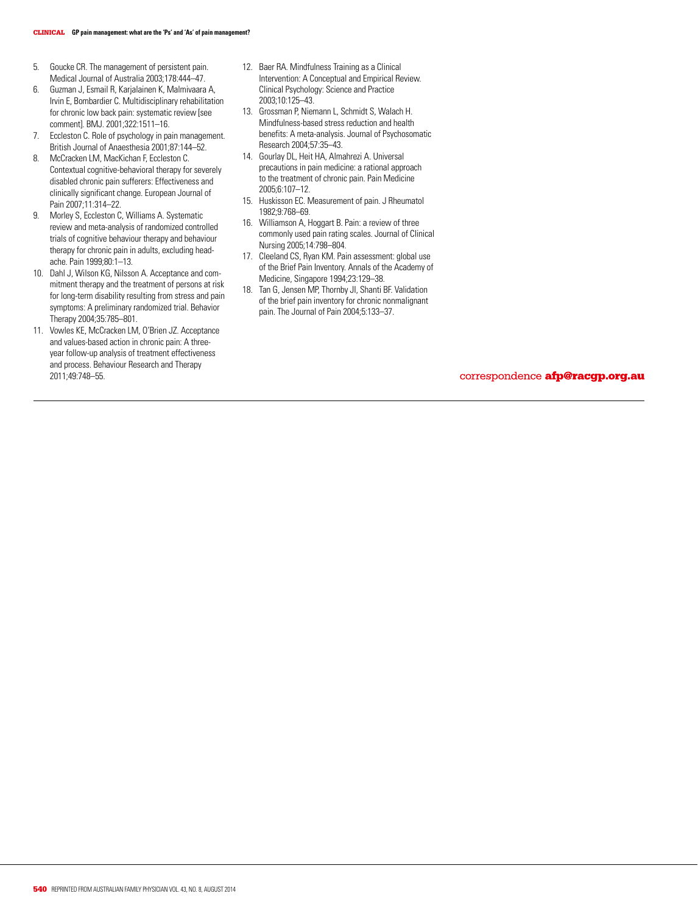5. Goucke CR. The management of persistent pain. Medical Journal of Australia 2003;178:444–47.
6. Guzman J, Esmail R, Karjalainen K, Malmivaara A, Irvin E, Bombardier C. Multidisciplinary rehabilitation for chronic low back pain: systematic review [see comment]. BMJ. 2001;322:1511–16.
7. Eccleston C. Role of psychology in pain management. British Journal of Anaesthesia 2001;87:144–52.
8. McCracken LM, MacKichan F, Eccleston C. Contextual cognitive-behavioral therapy for severely disabled chronic pain sufferers: Effectiveness and clinically significant change. European Journal of Pain 2007;11:314–22.
9. Morley S, Eccleston C, Williams A. Systematic review and meta-analysis of randomized controlled trials of cognitive behaviour therapy and behaviour therapy for chronic pain in adults, excluding headache. Pain 1999;80:1–13.
10. Dahl J, Wilson KG, Nilsson A. Acceptance and commitment therapy and the treatment of persons at risk for long-term disability resulting from stress and pain symptoms: A preliminary randomized trial. Behavior Therapy 2004;35:785–801.
11. Vowles KE, McCracken LM, O'Brien JZ. Acceptance and values-based action in chronic pain: A three-year follow-up analysis of treatment effectiveness and process. Behaviour Research and Therapy 2011;49:748–55.
12. Baer RA. Mindfulness Training as a Clinical Intervention: A Conceptual and Empirical Review. Clinical Psychology: Science and Practice 2003;10:125–43.
13. Grossman P, Niemann L, Schmidt S, Walach H. Mindfulness-based stress reduction and health benefits: A meta-analysis. Journal of Psychosomatic Research 2004;57:35–43.
14. Gourlay DL, Heit HA, Almahrezi A. Universal precautions in pain medicine: a rational approach to the treatment of chronic pain. Pain Medicine 2005;6:107–12.
15. Huskisson EC. Measurement of pain. J Rheumatol 1982;9:768–69.
16. Williamson A, Hoggart B. Pain: a review of three commonly used pain rating scales. Journal of Clinical Nursing 2005;14:798–804.
17. Cleeland CS, Ryan KM. Pain assessment: global use of the Brief Pain Inventory. Annals of the Academy of Medicine, Singapore 1994;23:129–38.
18. Tan G, Jensen MP, Thornby JI, Shanti BF. Validation of the brief pain inventory for chronic nonmalignant pain. The Journal of Pain 2004;5:133–37.

correspondence **afp@racgp.org.au**